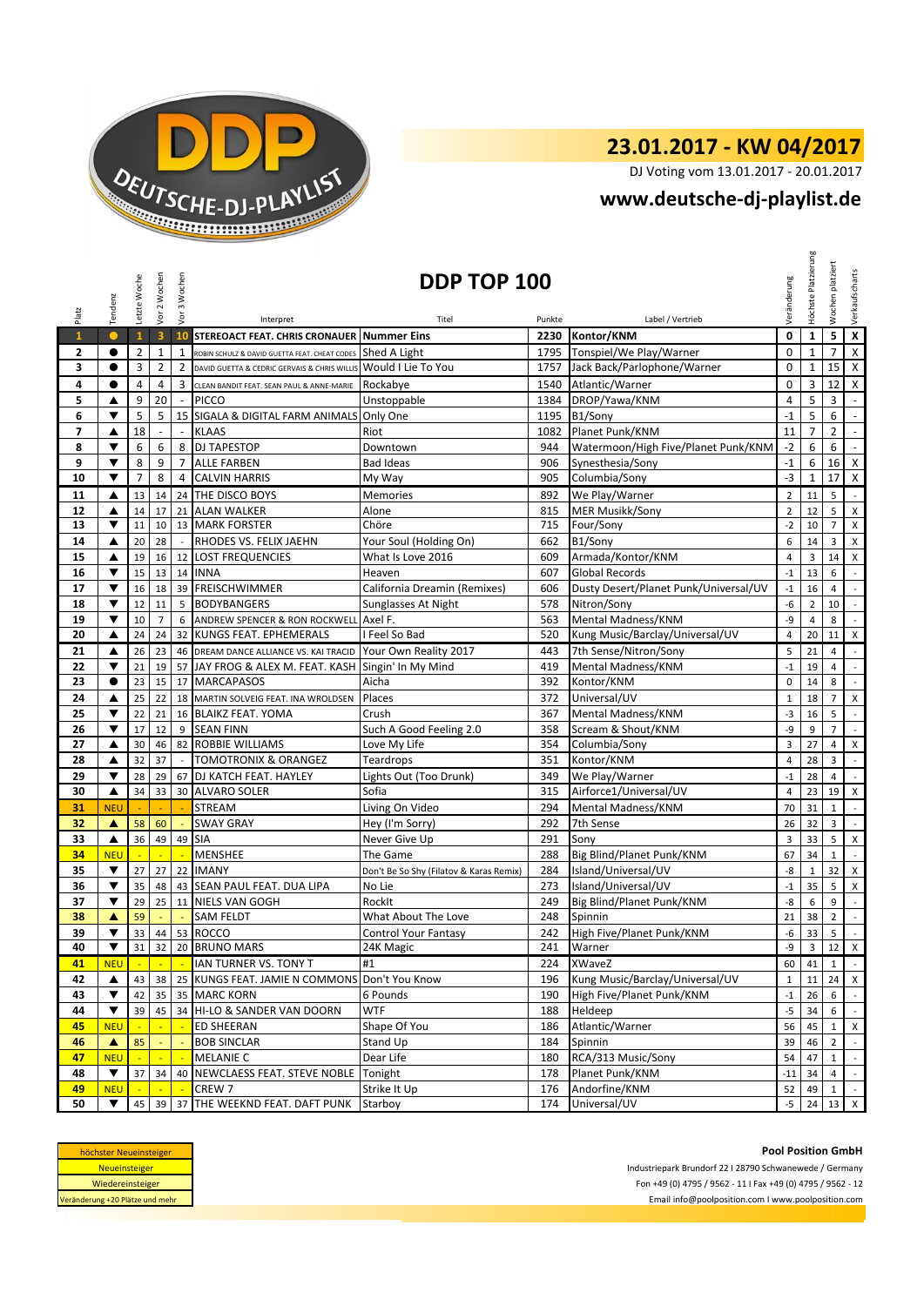# 23.01.2017 - KW 04/2017

DJ Voting vom 13.01.2017 - 20.01.2017

**www.deutsche-dj-playlist.de**

## DDP TOP 100

| Platz | Tendenz | Letzte Woche | Vor 2 Wochen | Vor 3 Wochen | Interpret | Titel | Punkte | Label / Vertrieb | Veränderung | Höchste Platzierung | Wochen platziert | Verkaufscharts |
|---|---|---|---|---|---|---|---|---|---|---|---|---|
| 1 | ● | 1 | 3 | 10 | STEREOACT FEAT. CHRIS CRONAUER | Nummer Eins | 2230 | Kontor/KNM | 0 | 1 | 5 | X |
| 2 | ● | 2 | 1 | 1 | ROBIN SCHULZ & DAVID GUETTA FEAT. CHEAT CODES | Shed A Light | 1795 | Tonspiel/We Play/Warner | 0 | 1 | 7 | X |
| 3 | ● | 3 | 2 | 2 | DAVID GUETTA & CEDRIC GERVAIS & CHRIS WILLIS | Would I Lie To You | 1757 | Jack Back/Parlophone/Warner | 0 | 1 | 15 | X |
| 4 | ● | 4 | 4 | 3 | CLEAN BANDIT FEAT. SEAN PAUL & ANNE-MARIE | Rockabye | 1540 | Atlantic/Warner | 0 | 3 | 12 | X |
| 5 | ▲ | 9 | 20 | - | PICCO | Unstoppable | 1384 | DROP/Yawa/KNM | 4 | 5 | 3 | - |
| 6 | ▼ | 5 | 5 | 15 | SIGALA & DIGITAL FARM ANIMALS | Only One | 1195 | B1/Sony | -1 | 5 | 6 | - |
| 7 | ▲ | 18 | - | - | KLAAS | Riot | 1082 | Planet Punk/KNM | 11 | 7 | 2 | - |
| 8 | ▼ | 6 | 6 | 8 | DJ TAPESTOP | Downtown | 944 | Watermoon/High Five/Planet Punk/KNM | -2 | 6 | 6 | - |
| 9 | ▼ | 8 | 9 | 7 | ALLE FARBEN | Bad Ideas | 906 | Synesthesia/Sony | -1 | 6 | 16 | X |
| 10 | ▼ | 7 | 8 | 4 | CALVIN HARRIS | My Way | 905 | Columbia/Sony | -3 | 1 | 17 | X |
| 11 | ▲ | 13 | 14 | 24 | THE DISCO BOYS | Memories | 892 | We Play/Warner | 2 | 11 | 5 | - |
| 12 | ▲ | 14 | 17 | 21 | ALAN WALKER | Alone | 815 | MER Musikk/Sony | 2 | 12 | 5 | X |
| 13 | ▼ | 11 | 10 | 13 | MARK FORSTER | Chöre | 715 | Four/Sony | -2 | 10 | 7 | X |
| 14 | ▲ | 20 | 28 | - | RHODES VS. FELIX JAEHN | Your Soul (Holding On) | 662 | B1/Sony | 6 | 14 | 3 | X |
| 15 | ▲ | 19 | 16 | 12 | LOST FREQUENCIES | What Is Love 2016 | 609 | Armada/Kontor/KNM | 4 | 3 | 14 | X |
| 16 | ▼ | 15 | 13 | 14 | INNA | Heaven | 607 | Global Records | -1 | 13 | 6 | - |
| 17 | ▼ | 16 | 18 | 39 | FREISCHWIMMER | California Dreamin (Remixes) | 606 | Dusty Desert/Planet Punk/Universal/UV | -1 | 16 | 4 | - |
| 18 | ▼ | 12 | 11 | 5 | BODYBANGERS | Sunglasses At Night | 578 | Nitron/Sony | -6 | 2 | 10 | - |
| 19 | ▼ | 10 | 7 | 6 | ANDREW SPENCER & RON ROCKWELL | Axel F. | 563 | Mental Madness/KNM | -9 | 4 | 8 | - |
| 20 | ▲ | 24 | 24 | 32 | KUNGS FEAT. EPHEMERALS | I Feel So Bad | 520 | Kung Music/Barclay/Universal/UV | 4 | 20 | 11 | X |
| 21 | ▲ | 26 | 23 | 46 | DREAM DANCE ALLIANCE VS. KAI TRACID | Your Own Reality 2017 | 443 | 7th Sense/Nitron/Sony | 5 | 21 | 4 | - |
| 22 | ▼ | 21 | 19 | 57 | JAY FROG & ALEX M. FEAT. KASH | Singin' In My Mind | 419 | Mental Madness/KNM | -1 | 19 | 4 | - |
| 23 | ● | 23 | 15 | 17 | MARCAPASOS | Aicha | 392 | Kontor/KNM | 0 | 14 | 8 | - |
| 24 | ▲ | 25 | 22 | 18 | MARTIN SOLVEIG FEAT. INA WROLDSEN | Places | 372 | Universal/UV | 1 | 18 | 7 | X |
| 25 | ▼ | 22 | 21 | 16 | BLAIKZ FEAT. YOMA | Crush | 367 | Mental Madness/KNM | -3 | 16 | 5 | - |
| 26 | ▼ | 17 | 12 | 9 | SEAN FINN | Such A Good Feeling 2.0 | 358 | Scream & Shout/KNM | -9 | 9 | 7 | - |
| 27 | ▲ | 30 | 46 | 82 | ROBBIE WILLIAMS | Love My Life | 354 | Columbia/Sony | 3 | 27 | 4 | X |
| 28 | ▲ | 32 | 37 | - | TOMOTRONIX & ORANGEZ | Teardrops | 351 | Kontor/KNM | 4 | 28 | 3 | - |
| 29 | ▼ | 28 | 29 | 67 | DJ KATCH FEAT. HAYLEY | Lights Out (Too Drunk) | 349 | We Play/Warner | -1 | 28 | 4 | - |
| 30 | ▲ | 34 | 33 | 30 | ALVARO SOLER | Sofia | 315 | Airforce1/Universal/UV | 4 | 23 | 19 | X |
| 31 | NEU | - | - | - | STREAM | Living On Video | 294 | Mental Madness/KNM | 70 | 31 | 1 | - |
| 32 | ▲ | 58 | 60 | - | SWAY GRAY | Hey (I'm Sorry) | 292 | 7th Sense | 26 | 32 | 3 | - |
| 33 | ▲ | 36 | 49 | 49 | SIA | Never Give Up | 291 | Sony | 3 | 33 | 5 | X |
| 34 | NEU | - | - | - | MENSHEE | The Game | 288 | Big Blind/Planet Punk/KNM | 67 | 34 | 1 | - |
| 35 | ▼ | 27 | 27 | 22 | IMANY | Don't Be So Shy (Filatov & Karas Remix) | 284 | Island/Universal/UV | -8 | 1 | 32 | X |
| 36 | ▼ | 35 | 48 | 43 | SEAN PAUL FEAT. DUA LIPA | No Lie | 273 | Island/Universal/UV | -1 | 35 | 5 | X |
| 37 | ▼ | 29 | 25 | 11 | NIELS VAN GOGH | RockIt | 249 | Big Blind/Planet Punk/KNM | -8 | 6 | 9 | - |
| 38 | ▲ | 59 | - | - | SAM FELDT | What About The Love | 248 | Spinnin | 21 | 38 | 2 | - |
| 39 | ▼ | 33 | 44 | 53 | ROCCO | Control Your Fantasy | 242 | High Five/Planet Punk/KNM | -6 | 33 | 5 | - |
| 40 | ▼ | 31 | 32 | 20 | BRUNO MARS | 24K Magic | 241 | Warner | -9 | 3 | 12 | X |
| 41 | NEU | - | - | - | IAN TURNER VS. TONY T | #1 | 224 | XWaveZ | 60 | 41 | 1 | - |
| 42 | ▲ | 43 | 38 | 25 | KUNGS FEAT. JAMIE N COMMONS | Don't You Know | 196 | Kung Music/Barclay/Universal/UV | 1 | 11 | 24 | X |
| 43 | ▼ | 42 | 35 | 35 | MARC KORN | 6 Pounds | 190 | High Five/Planet Punk/KNM | -1 | 26 | 6 | - |
| 44 | ▼ | 39 | 45 | 34 | HI-LO & SANDER VAN DOORN | WTF | 188 | Heldeep | -5 | 34 | 6 | - |
| 45 | NEU | - | - | - | ED SHEERAN | Shape Of You | 186 | Atlantic/Warner | 56 | 45 | 1 | X |
| 46 | ▲ | 85 | - | - | BOB SINCLAR | Stand Up | 184 | Spinnin | 39 | 46 | 2 | - |
| 47 | NEU | - | - | - | MELANIE C | Dear Life | 180 | RCA/313 Music/Sony | 54 | 47 | 1 | - |
| 48 | ▼ | 37 | 34 | 40 | NEWCLAESS FEAT. STEVE NOBLE | Tonight | 178 | Planet Punk/KNM | -11 | 34 | 4 | - |
| 49 | NEU | - | - | - | CREW 7 | Strike It Up | 176 | Andorfine/KNM | 52 | 49 | 1 | - |
| 50 | ▼ | 45 | 39 | 37 | THE WEEKND FEAT. DAFT PUNK | Starboy | 174 | Universal/UV | -5 | 24 | 13 | X |

höchster Neueinsteiger
Neueinsteiger
Wiedereinsteiger
Veränderung +20 Plätze und mehr

**Pool Position GmbH**
Industriepark Brundorf 22 I 28790 Schwanewede / Germany
Fon +49 (0) 4795 / 9562 - 11 I Fax +49 (0) 4795 / 9562 - 12
Email info@poolposition.com I www.poolposition.com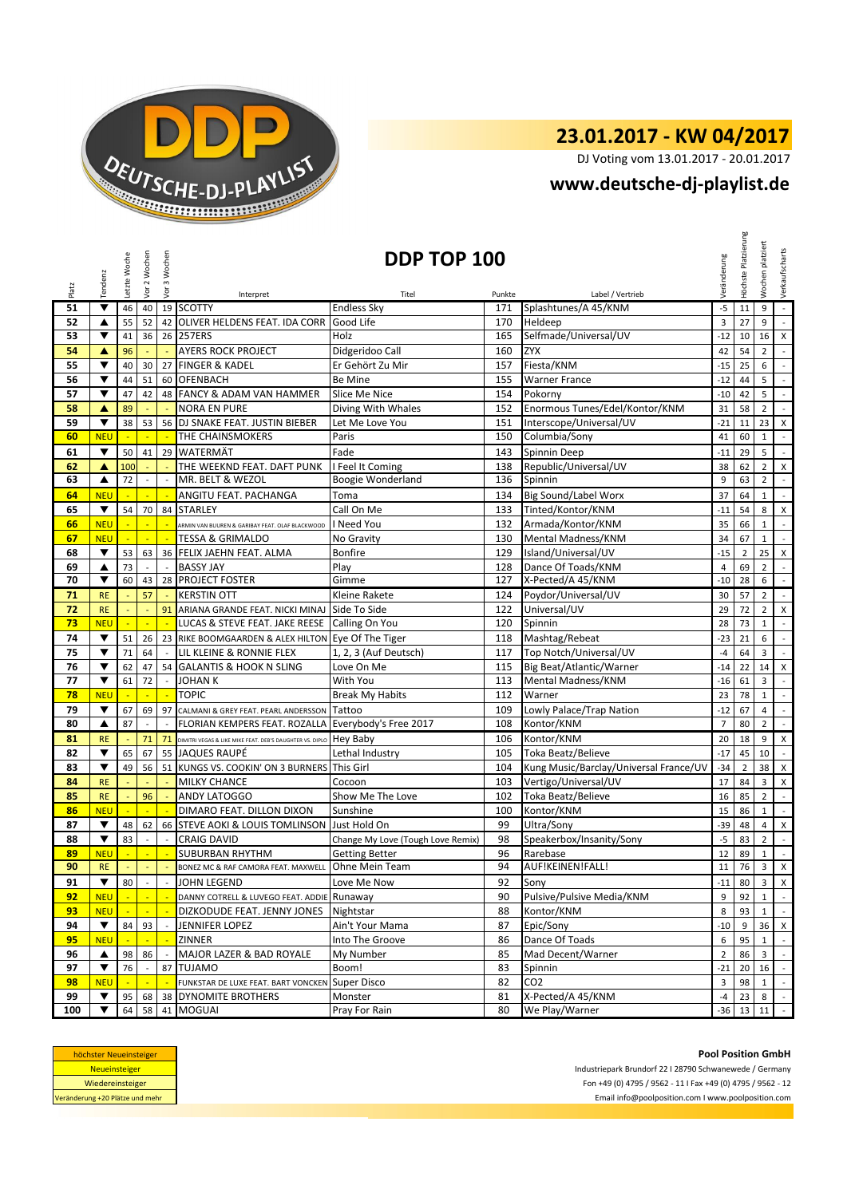DEUTSCHE-DJ-PLAYLIST

## 23.01.2017 - KW 04/2017

DJ Voting vom 13.01.2017 - 20.01.2017

### www.deutsche-dj-playlist.de

# DDP TOP 100

| Platz | Tendenz | Letzte Woche | Vor 2 Wochen | Vor 3 Wochen | Interpret | Titel | Punkte | Label / Vertrieb | Veränderung | Höchste Platzierung | Wochen platziert | Verkaufscharts |
|---|---|---|---|---|---|---|---|---|---|---|---|---|
| 51 | ▼ | 46 | 40 | 19 | SCOTTY | Endless Sky | 171 | Splashtunes/A 45/KNM | -5 | 11 | 9 | - |
| 52 | ▲ | 55 | 52 | 42 | OLIVER HELDENS FEAT. IDA CORR | Good Life | 170 | Heldeep | 3 | 27 | 9 | - |
| 53 | ▼ | 41 | 36 | 26 | 257ERS | Holz | 165 | Selfmade/Universal/UV | -12 | 10 | 16 | X |
| 54 | ▲ | 96 | - | - | AYERS ROCK PROJECT | Didgeridoo Call | 160 | ZYX | 42 | 54 | 2 | - |
| 55 | ▼ | 40 | 30 | 27 | FINGER & KADEL | Er Gehört Zu Mir | 157 | Fiesta/KNM | -15 | 25 | 6 | - |
| 56 | ▼ | 44 | 51 | 60 | OFENBACH | Be Mine | 155 | Warner France | -12 | 44 | 5 | - |
| 57 | ▼ | 47 | 42 | 48 | FANCY & ADAM VAN HAMMER | Slice Me Nice | 154 | Pokorny | -10 | 42 | 5 | - |
| 58 | ▲ | 89 | - | - | NORA EN PURE | Diving With Whales | 152 | Enormous Tunes/Edel/Kontor/KNM | 31 | 58 | 2 | - |
| 59 | ▼ | 38 | 53 | 56 | DJ SNAKE FEAT. JUSTIN BIEBER | Let Me Love You | 151 | Interscope/Universal/UV | -21 | 11 | 23 | X |
| 60 | NEU | - | - | - | THE CHAINSMOKERS | Paris | 150 | Columbia/Sony | 41 | 60 | 1 | - |
| 61 | ▼ | 50 | 41 | 29 | WATERMÄT | Fade | 143 | Spinnin Deep | -11 | 29 | 5 | - |
| 62 | ▲ | 100 | - | - | THE WEEKND FEAT. DAFT PUNK | I Feel It Coming | 138 | Republic/Universal/UV | 38 | 62 | 2 | X |
| 63 | ▲ | 72 | - | - | MR. BELT & WEZOL | Boogie Wonderland | 136 | Spinnin | 9 | 63 | 2 | - |
| 64 | NEU | - | - | - | ANGITU FEAT. PACHANGA | Toma | 134 | Big Sound/Label Worx | 37 | 64 | 1 | - |
| 65 | ▼ | 54 | 70 | 84 | STARLEY | Call On Me | 133 | Tinted/Kontor/KNM | -11 | 54 | 8 | X |
| 66 | NEU | - | - | - | ARMIN VAN BUUREN & GARIBAY FEAT. OLAF BLACKWOOD | I Need You | 132 | Armada/Kontor/KNM | 35 | 66 | 1 | - |
| 67 | NEU | - | - | - | TESSA & GRIMALDO | No Gravity | 130 | Mental Madness/KNM | 34 | 67 | 1 | - |
| 68 | ▼ | 53 | 63 | 36 | FELIX JAEHN FEAT. ALMA | Bonfire | 129 | Island/Universal/UV | -15 | 2 | 25 | X |
| 69 | ▲ | 73 | - | - | BASSY JAY | Play | 128 | Dance Of Toads/KNM | 4 | 69 | 2 | - |
| 70 | ▼ | 60 | 43 | 28 | PROJECT FOSTER | Gimme | 127 | X-Pected/A 45/KNM | -10 | 28 | 6 | - |
| 71 | RE | - | 57 | - | KERSTIN OTT | Kleine Rakete | 124 | Poydor/Universal/UV | 30 | 57 | 2 | - |
| 72 | RE | - | - | 91 | ARIANA GRANDE FEAT. NICKI MINAJ | Side To Side | 122 | Universal/UV | 29 | 72 | 2 | X |
| 73 | NEU | - | - | - | LUCAS & STEVE FEAT. JAKE REESE | Calling On You | 120 | Spinnin | 28 | 73 | 1 | - |
| 74 | ▼ | 51 | 26 | 23 | RIKE BOOMGAARDEN & ALEX HILTON | Eye Of The Tiger | 118 | Mashtag/Rebeat | -23 | 21 | 6 | - |
| 75 | ▼ | 71 | 64 | - | LIL KLEINE & RONNIE FLEX | 1, 2, 3 (Auf Deutsch) | 117 | Top Notch/Universal/UV | -4 | 64 | 3 | - |
| 76 | ▼ | 62 | 47 | 54 | GALANTIS & HOOK N SLING | Love On Me | 115 | Big Beat/Atlantic/Warner | -14 | 22 | 14 | X |
| 77 | ▼ | 61 | 72 | - | JOHAN K | With You | 113 | Mental Madness/KNM | -16 | 61 | 3 | - |
| 78 | NEU | - | - | - | TOPIC | Break My Habits | 112 | Warner | 23 | 78 | 1 | - |
| 79 | ▼ | 67 | 69 | 97 | CALMANI & GREY FEAT. PEARL ANDERSSON | Tattoo | 109 | Lowly Palace/Trap Nation | -12 | 67 | 4 | - |
| 80 | ▲ | 87 | - | - | FLORIAN KEMPERS FEAT. ROZALLA | Everybody's Free 2017 | 108 | Kontor/KNM | 7 | 80 | 2 | - |
| 81 | RE | - | 71 | 71 | DIMITRI VEGAS & LIKE MIKE FEAT. DEB'S DAUGHTER VS. DIPLO | Hey Baby | 106 | Kontor/KNM | 20 | 18 | 9 | X |
| 82 | ▼ | 65 | 67 | 55 | JAQUES RAUPÉ | Lethal Industry | 105 | Toka Beatz/Believe | -17 | 45 | 10 | - |
| 83 | ▼ | 49 | 56 | 51 | KUNGS VS. COOKIN' ON 3 BURNERS | This Girl | 104 | Kung Music/Barclay/Universal France/UV | -34 | 2 | 38 | X |
| 84 | RE | - | - | - | MILKY CHANCE | Cocoon | 103 | Vertigo/Universal/UV | 17 | 84 | 3 | X |
| 85 | RE | - | 96 | - | ANDY LATOGGO | Show Me The Love | 102 | Toka Beatz/Believe | 16 | 85 | 2 | - |
| 86 | NEU | - | - | - | DIMARO FEAT. DILLON DIXON | Sunshine | 100 | Kontor/KNM | 15 | 86 | 1 | - |
| 87 | ▼ | 48 | 62 | 66 | STEVE AOKI & LOUIS TOMLINSON | Just Hold On | 99 | Ultra/Sony | -39 | 48 | 4 | X |
| 88 | ▼ | 83 | - | - | CRAIG DAVID | Change My Love (Tough Love Remix) | 98 | Speakerbox/Insanity/Sony | -5 | 83 | 2 | - |
| 89 | NEU | - | - | - | SUBURBAN RHYTHM | Getting Better | 96 | Rarebase | 12 | 89 | 1 | - |
| 90 | RE | - | - | - | BONEZ MC & RAF CAMORA FEAT. MAXWELL | Ohne Mein Team | 94 | AUF!KEINEN!FALL! | 11 | 76 | 3 | X |
| 91 | ▼ | 80 | - | - | JOHN LEGEND | Love Me Now | 92 | Sony | -11 | 80 | 3 | X |
| 92 | NEU | - | - | - | DANNY COTRELL & LUVEGO FEAT. ADDIE | Runaway | 90 | Pulsive/Pulsive Media/KNM | 9 | 92 | 1 | - |
| 93 | NEU | - | - | - | DIZKODUDE FEAT. JENNY JONES | Nightstar | 88 | Kontor/KNM | 8 | 93 | 1 | - |
| 94 | ▼ | 84 | 93 | - | JENNIFER LOPEZ | Ain't Your Mama | 87 | Epic/Sony | -10 | 9 | 36 | X |
| 95 | NEU | - | - | - | ZINNER | Into The Groove | 86 | Dance Of Toads | 6 | 95 | 1 | - |
| 96 | ▲ | 98 | 86 | - | MAJOR LAZER & BAD ROYALE | My Number | 85 | Mad Decent/Warner | 2 | 86 | 3 | - |
| 97 | ▼ | 76 | - | 87 | TUJAMO | Boom! | 83 | Spinnin | -21 | 20 | 16 | - |
| 98 | NEU | - | - | - | FUNKSTAR DE LUXE FEAT. BART VONCKEN | Super Disco | 82 | CO2 | 3 | 98 | 1 | - |
| 99 | ▼ | 95 | 68 | 38 | DYNOMITE BROTHERS | Monster | 81 | X-Pected/A 45/KNM | -4 | 23 | 8 | - |
| 100 | ▼ | 64 | 58 | 41 | MOGUAI | Pray For Rain | 80 | We Play/Warner | -36 | 13 | 11 | - |

höchster Neueinsteiger
Neueinsteiger
Wiedereinsteiger
Veränderung +20 Plätze und mehr

**Pool Position GmbH**

Industriepark Brundorf 22 I 28790 Schwanewede / Germany
Fon +49 (0) 4795 / 9562 - 11 I Fax +49 (0) 4795 / 9562 - 12
Email info@poolposition.com I www.poolposition.com